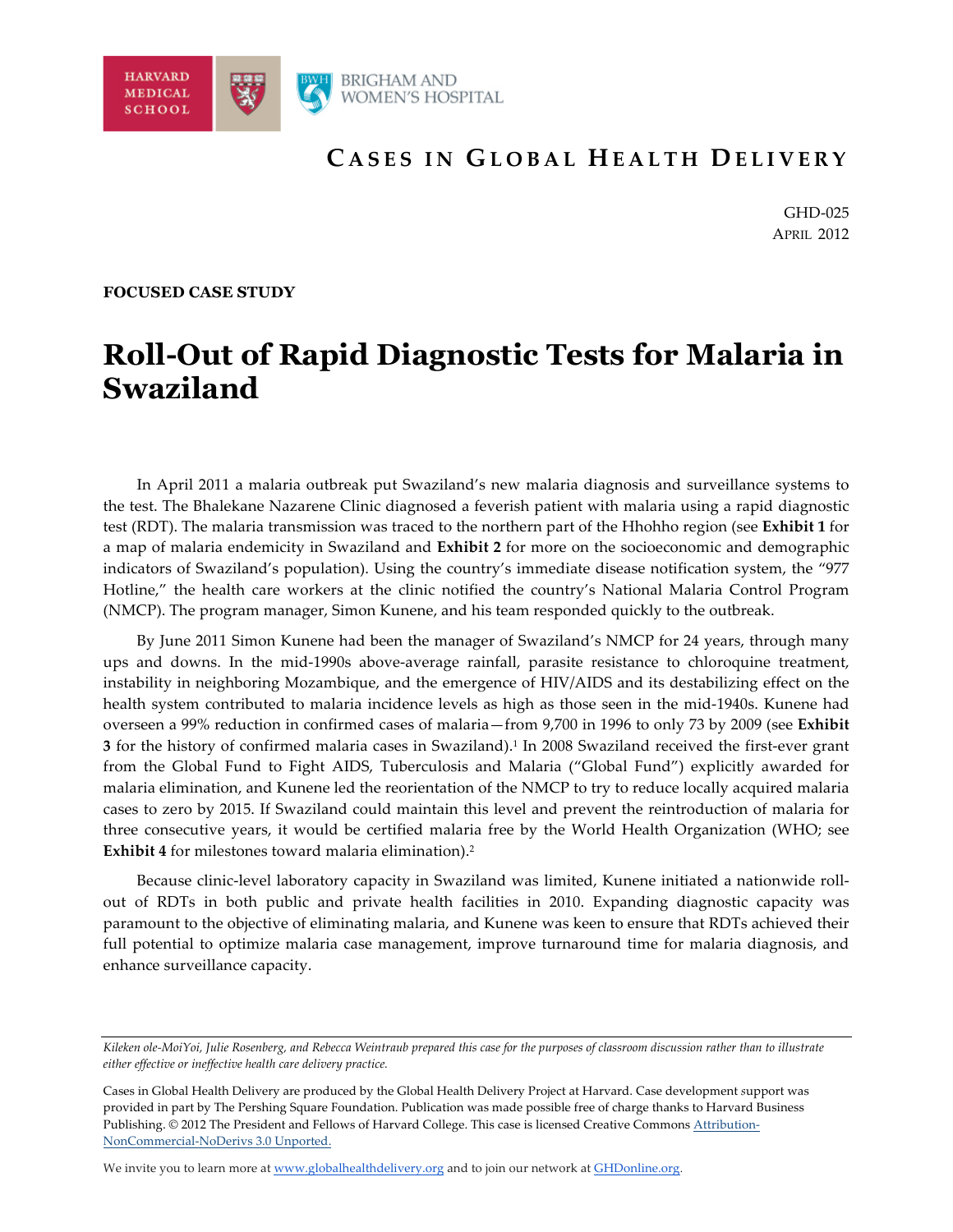# CASES IN GLOBAL HEALTH DELIVERY

GHD-025
APRIL 2012

**FOCUSED CASE STUDY**

# Roll-Out of Rapid Diagnostic Tests for Malaria in Swaziland

In April 2011 a malaria outbreak put Swaziland's new malaria diagnosis and surveillance systems to the test. The Bhalekane Nazarene Clinic diagnosed a feverish patient with malaria using a rapid diagnostic test (RDT). The malaria transmission was traced to the northern part of the Hhohho region (see **Exhibit 1** for a map of malaria endemicity in Swaziland and **Exhibit 2** for more on the socioeconomic and demographic indicators of Swaziland's population). Using the country's immediate disease notification system, the "977 Hotline," the health care workers at the clinic notified the country's National Malaria Control Program (NMCP). The program manager, Simon Kunene, and his team responded quickly to the outbreak.

By June 2011 Simon Kunene had been the manager of Swaziland's NMCP for 24 years, through many ups and downs. In the mid-1990s above-average rainfall, parasite resistance to chloroquine treatment, instability in neighboring Mozambique, and the emergence of HIV/AIDS and its destabilizing effect on the health system contributed to malaria incidence levels as high as those seen in the mid-1940s. Kunene had overseen a 99% reduction in confirmed cases of malaria—from 9,700 in 1996 to only 73 by 2009 (see **Exhibit 3** for the history of confirmed malaria cases in Swaziland).[1] In 2008 Swaziland received the first-ever grant from the Global Fund to Fight AIDS, Tuberculosis and Malaria ("Global Fund") explicitly awarded for malaria elimination, and Kunene led the reorientation of the NMCP to try to reduce locally acquired malaria cases to zero by 2015. If Swaziland could maintain this level and prevent the reintroduction of malaria for three consecutive years, it would be certified malaria free by the World Health Organization (WHO; see **Exhibit 4** for milestones toward malaria elimination).[2]

Because clinic-level laboratory capacity in Swaziland was limited, Kunene initiated a nationwide roll-out of RDTs in both public and private health facilities in 2010. Expanding diagnostic capacity was paramount to the objective of eliminating malaria, and Kunene was keen to ensure that RDTs achieved their full potential to optimize malaria case management, improve turnaround time for malaria diagnosis, and enhance surveillance capacity.

---

*Kileken ole-MoiYoi, Julie Rosenberg, and Rebecca Weintraub prepared this case for the purposes of classroom discussion rather than to illustrate either effective or ineffective health care delivery practice.*

Cases in Global Health Delivery are produced by the Global Health Delivery Project at Harvard. Case development support was provided in part by The Pershing Square Foundation. Publication was made possible free of charge thanks to Harvard Business Publishing. © 2012 The President and Fellows of Harvard College. This case is licensed Creative Commons Attribution-NonCommercial-NoDerivs 3.0 Unported.

We invite you to learn more at www.globalhealthdelivery.org and to join our network at GHDonline.org.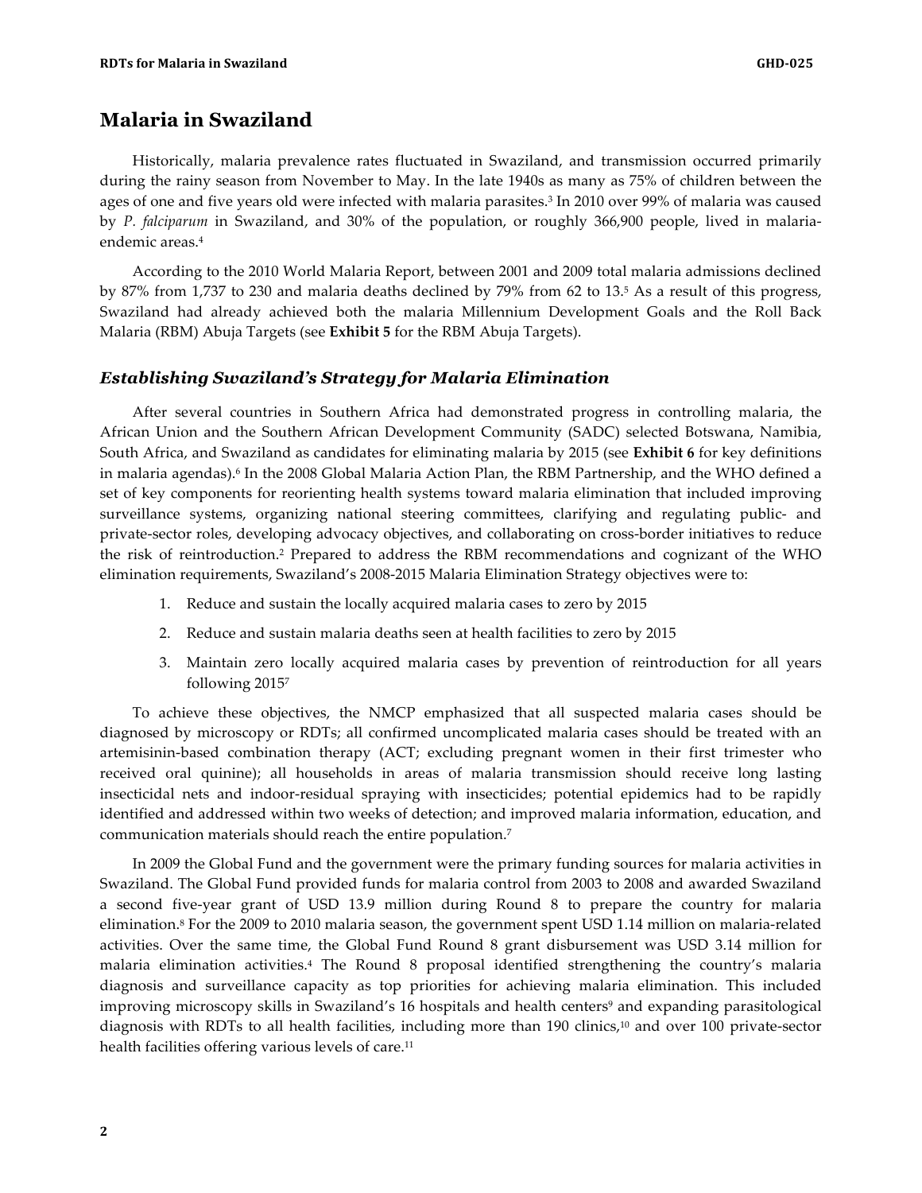## Malaria in Swaziland

Historically, malaria prevalence rates fluctuated in Swaziland, and transmission occurred primarily during the rainy season from November to May. In the late 1940s as many as 75% of children between the ages of one and five years old were infected with malaria parasites.[3] In 2010 over 99% of malaria was caused by *P. falciparum* in Swaziland, and 30% of the population, or roughly 366,900 people, lived in malaria-endemic areas.[4]

According to the 2010 World Malaria Report, between 2001 and 2009 total malaria admissions declined by 87% from 1,737 to 230 and malaria deaths declined by 79% from 62 to 13.[5] As a result of this progress, Swaziland had already achieved both the malaria Millennium Development Goals and the Roll Back Malaria (RBM) Abuja Targets (see **Exhibit 5** for the RBM Abuja Targets).

### *Establishing Swaziland's Strategy for Malaria Elimination*

After several countries in Southern Africa had demonstrated progress in controlling malaria, the African Union and the Southern African Development Community (SADC) selected Botswana, Namibia, South Africa, and Swaziland as candidates for eliminating malaria by 2015 (see **Exhibit 6** for key definitions in malaria agendas).[6] In the 2008 Global Malaria Action Plan, the RBM Partnership, and the WHO defined a set of key components for reorienting health systems toward malaria elimination that included improving surveillance systems, organizing national steering committees, clarifying and regulating public- and private-sector roles, developing advocacy objectives, and collaborating on cross-border initiatives to reduce the risk of reintroduction.[2] Prepared to address the RBM recommendations and cognizant of the WHO elimination requirements, Swaziland's 2008-2015 Malaria Elimination Strategy objectives were to:

1. Reduce and sustain the locally acquired malaria cases to zero by 2015
2. Reduce and sustain malaria deaths seen at health facilities to zero by 2015
3. Maintain zero locally acquired malaria cases by prevention of reintroduction for all years following 2015[7]

To achieve these objectives, the NMCP emphasized that all suspected malaria cases should be diagnosed by microscopy or RDTs; all confirmed uncomplicated malaria cases should be treated with an artemisinin-based combination therapy (ACT; excluding pregnant women in their first trimester who received oral quinine); all households in areas of malaria transmission should receive long lasting insecticidal nets and indoor-residual spraying with insecticides; potential epidemics had to be rapidly identified and addressed within two weeks of detection; and improved malaria information, education, and communication materials should reach the entire population.[7]

In 2009 the Global Fund and the government were the primary funding sources for malaria activities in Swaziland. The Global Fund provided funds for malaria control from 2003 to 2008 and awarded Swaziland a second five-year grant of USD 13.9 million during Round 8 to prepare the country for malaria elimination.[8] For the 2009 to 2010 malaria season, the government spent USD 1.14 million on malaria-related activities. Over the same time, the Global Fund Round 8 grant disbursement was USD 3.14 million for malaria elimination activities.[4] The Round 8 proposal identified strengthening the country's malaria diagnosis and surveillance capacity as top priorities for achieving malaria elimination. This included improving microscopy skills in Swaziland's 16 hospitals and health centers[9] and expanding parasitological diagnosis with RDTs to all health facilities, including more than 190 clinics,[10] and over 100 private-sector health facilities offering various levels of care.[11]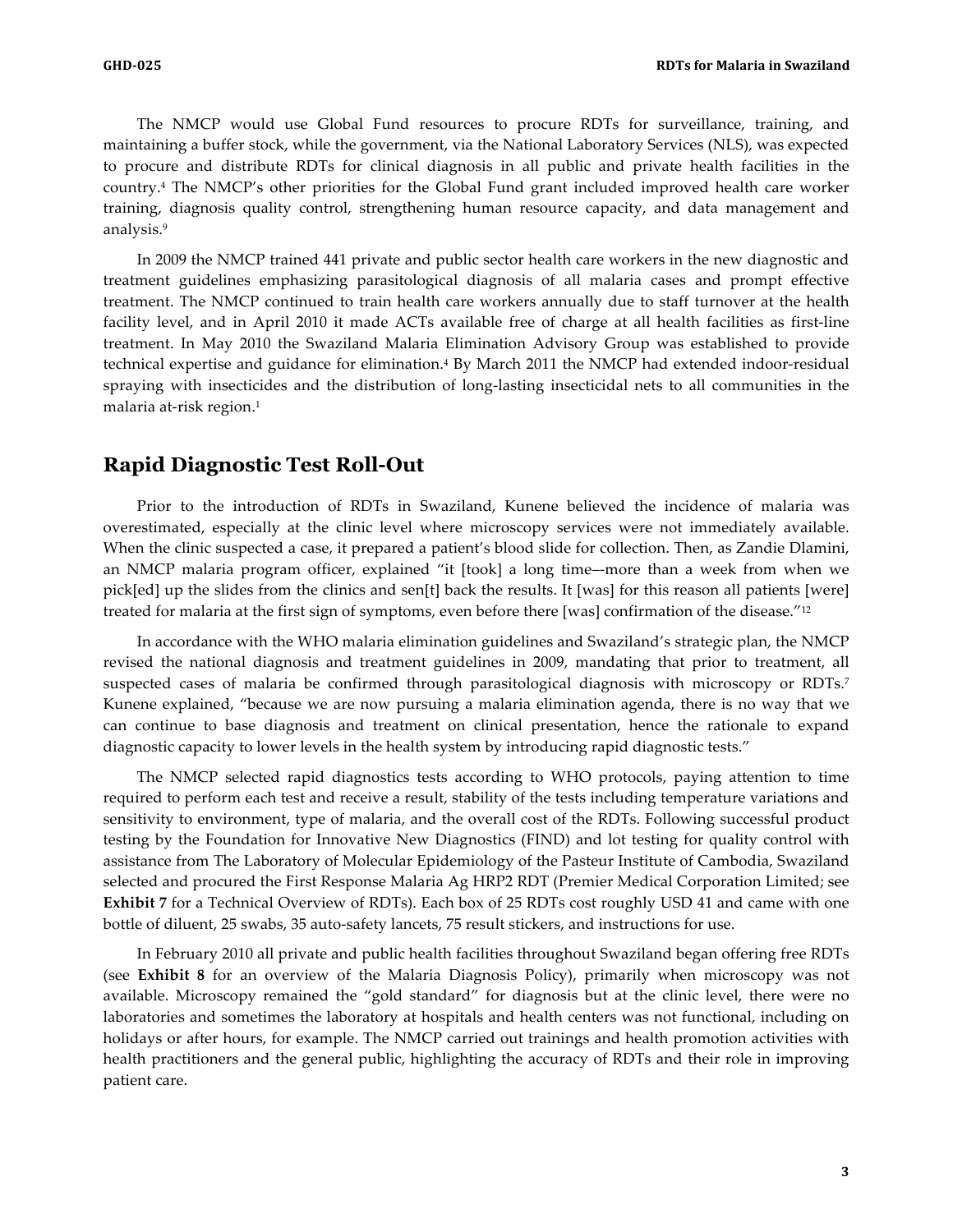The NMCP would use Global Fund resources to procure RDTs for surveillance, training, and maintaining a buffer stock, while the government, via the National Laboratory Services (NLS), was expected to procure and distribute RDTs for clinical diagnosis in all public and private health facilities in the country.[4] The NMCP's other priorities for the Global Fund grant included improved health care worker training, diagnosis quality control, strengthening human resource capacity, and data management and analysis.[9]

In 2009 the NMCP trained 441 private and public sector health care workers in the new diagnostic and treatment guidelines emphasizing parasitological diagnosis of all malaria cases and prompt effective treatment. The NMCP continued to train health care workers annually due to staff turnover at the health facility level, and in April 2010 it made ACTs available free of charge at all health facilities as first-line treatment. In May 2010 the Swaziland Malaria Elimination Advisory Group was established to provide technical expertise and guidance for elimination.[4] By March 2011 the NMCP had extended indoor-residual spraying with insecticides and the distribution of long-lasting insecticidal nets to all communities in the malaria at-risk region.[1]

## Rapid Diagnostic Test Roll-Out

Prior to the introduction of RDTs in Swaziland, Kunene believed the incidence of malaria was overestimated, especially at the clinic level where microscopy services were not immediately available. When the clinic suspected a case, it prepared a patient's blood slide for collection. Then, as Zandie Dlamini, an NMCP malaria program officer, explained "it [took] a long time–-more than a week from when we pick[ed] up the slides from the clinics and sen[t] back the results. It [was] for this reason all patients [were] treated for malaria at the first sign of symptoms, even before there [was] confirmation of the disease."[12]

In accordance with the WHO malaria elimination guidelines and Swaziland's strategic plan, the NMCP revised the national diagnosis and treatment guidelines in 2009, mandating that prior to treatment, all suspected cases of malaria be confirmed through parasitological diagnosis with microscopy or RDTs.[7] Kunene explained, "because we are now pursuing a malaria elimination agenda, there is no way that we can continue to base diagnosis and treatment on clinical presentation, hence the rationale to expand diagnostic capacity to lower levels in the health system by introducing rapid diagnostic tests."

The NMCP selected rapid diagnostics tests according to WHO protocols, paying attention to time required to perform each test and receive a result, stability of the tests including temperature variations and sensitivity to environment, type of malaria, and the overall cost of the RDTs. Following successful product testing by the Foundation for Innovative New Diagnostics (FIND) and lot testing for quality control with assistance from The Laboratory of Molecular Epidemiology of the Pasteur Institute of Cambodia, Swaziland selected and procured the First Response Malaria Ag HRP2 RDT (Premier Medical Corporation Limited; see **Exhibit 7** for a Technical Overview of RDTs). Each box of 25 RDTs cost roughly USD 41 and came with one bottle of diluent, 25 swabs, 35 auto-safety lancets, 75 result stickers, and instructions for use.

In February 2010 all private and public health facilities throughout Swaziland began offering free RDTs (see **Exhibit 8** for an overview of the Malaria Diagnosis Policy), primarily when microscopy was not available. Microscopy remained the "gold standard" for diagnosis but at the clinic level, there were no laboratories and sometimes the laboratory at hospitals and health centers was not functional, including on holidays or after hours, for example. The NMCP carried out trainings and health promotion activities with health practitioners and the general public, highlighting the accuracy of RDTs and their role in improving patient care.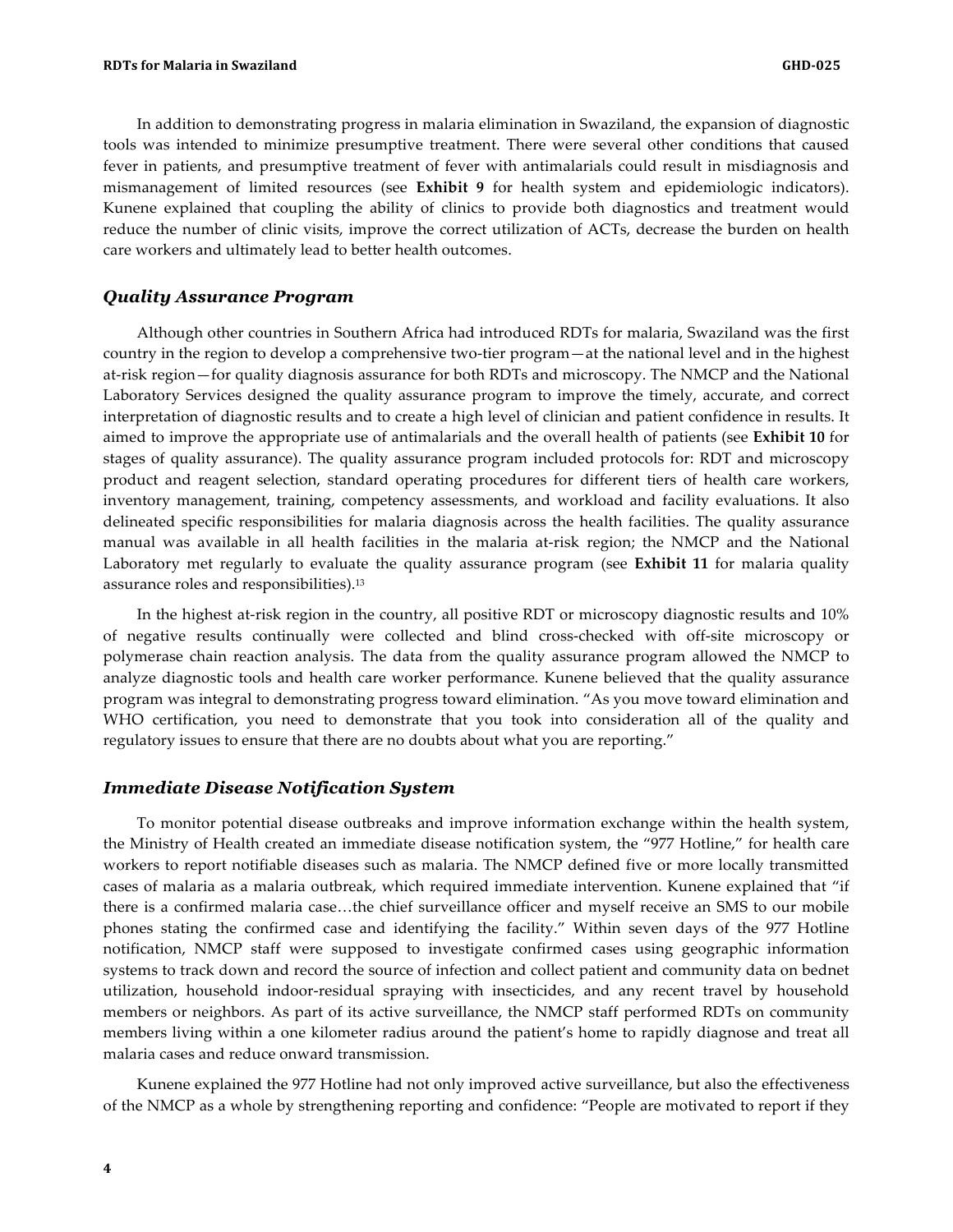In addition to demonstrating progress in malaria elimination in Swaziland, the expansion of diagnostic tools was intended to minimize presumptive treatment. There were several other conditions that caused fever in patients, and presumptive treatment of fever with antimalarials could result in misdiagnosis and mismanagement of limited resources (see **Exhibit 9** for health system and epidemiologic indicators). Kunene explained that coupling the ability of clinics to provide both diagnostics and treatment would reduce the number of clinic visits, improve the correct utilization of ACTs, decrease the burden on health care workers and ultimately lead to better health outcomes.

### *Quality Assurance Program*

Although other countries in Southern Africa had introduced RDTs for malaria, Swaziland was the first country in the region to develop a comprehensive two-tier program—at the national level and in the highest at-risk region—for quality diagnosis assurance for both RDTs and microscopy. The NMCP and the National Laboratory Services designed the quality assurance program to improve the timely, accurate, and correct interpretation of diagnostic results and to create a high level of clinician and patient confidence in results. It aimed to improve the appropriate use of antimalarials and the overall health of patients (see **Exhibit 10** for stages of quality assurance). The quality assurance program included protocols for: RDT and microscopy product and reagent selection, standard operating procedures for different tiers of health care workers, inventory management, training, competency assessments, and workload and facility evaluations. It also delineated specific responsibilities for malaria diagnosis across the health facilities. The quality assurance manual was available in all health facilities in the malaria at-risk region; the NMCP and the National Laboratory met regularly to evaluate the quality assurance program (see **Exhibit 11** for malaria quality assurance roles and responsibilities).[13]

In the highest at-risk region in the country, all positive RDT or microscopy diagnostic results and 10% of negative results continually were collected and blind cross-checked with off-site microscopy or polymerase chain reaction analysis. The data from the quality assurance program allowed the NMCP to analyze diagnostic tools and health care worker performance. Kunene believed that the quality assurance program was integral to demonstrating progress toward elimination. "As you move toward elimination and WHO certification, you need to demonstrate that you took into consideration all of the quality and regulatory issues to ensure that there are no doubts about what you are reporting."

### *Immediate Disease Notification System*

To monitor potential disease outbreaks and improve information exchange within the health system, the Ministry of Health created an immediate disease notification system, the "977 Hotline," for health care workers to report notifiable diseases such as malaria. The NMCP defined five or more locally transmitted cases of malaria as a malaria outbreak, which required immediate intervention. Kunene explained that "if there is a confirmed malaria case…the chief surveillance officer and myself receive an SMS to our mobile phones stating the confirmed case and identifying the facility." Within seven days of the 977 Hotline notification, NMCP staff were supposed to investigate confirmed cases using geographic information systems to track down and record the source of infection and collect patient and community data on bednet utilization, household indoor-residual spraying with insecticides, and any recent travel by household members or neighbors. As part of its active surveillance, the NMCP staff performed RDTs on community members living within a one kilometer radius around the patient's home to rapidly diagnose and treat all malaria cases and reduce onward transmission.

Kunene explained the 977 Hotline had not only improved active surveillance, but also the effectiveness of the NMCP as a whole by strengthening reporting and confidence: "People are motivated to report if they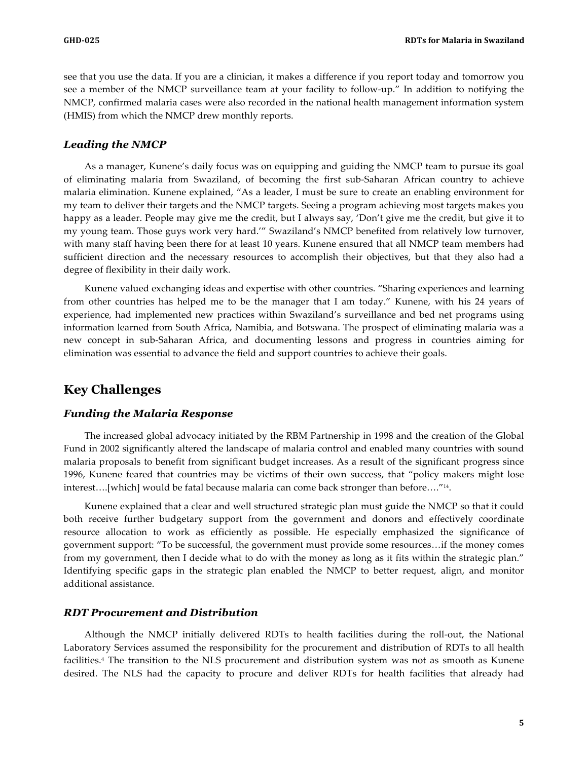see that you use the data. If you are a clinician, it makes a difference if you report today and tomorrow you see a member of the NMCP surveillance team at your facility to follow-up." In addition to notifying the NMCP, confirmed malaria cases were also recorded in the national health management information system (HMIS) from which the NMCP drew monthly reports.

### *Leading the NMCP*

As a manager, Kunene's daily focus was on equipping and guiding the NMCP team to pursue its goal of eliminating malaria from Swaziland, of becoming the first sub-Saharan African country to achieve malaria elimination. Kunene explained, "As a leader, I must be sure to create an enabling environment for my team to deliver their targets and the NMCP targets. Seeing a program achieving most targets makes you happy as a leader. People may give me the credit, but I always say, 'Don't give me the credit, but give it to my young team. Those guys work very hard.'" Swaziland's NMCP benefited from relatively low turnover, with many staff having been there for at least 10 years. Kunene ensured that all NMCP team members had sufficient direction and the necessary resources to accomplish their objectives, but that they also had a degree of flexibility in their daily work.

Kunene valued exchanging ideas and expertise with other countries. "Sharing experiences and learning from other countries has helped me to be the manager that I am today." Kunene, with his 24 years of experience, had implemented new practices within Swaziland's surveillance and bed net programs using information learned from South Africa, Namibia, and Botswana. The prospect of eliminating malaria was a new concept in sub-Saharan Africa, and documenting lessons and progress in countries aiming for elimination was essential to advance the field and support countries to achieve their goals.

## Key Challenges

### *Funding the Malaria Response*

The increased global advocacy initiated by the RBM Partnership in 1998 and the creation of the Global Fund in 2002 significantly altered the landscape of malaria control and enabled many countries with sound malaria proposals to benefit from significant budget increases. As a result of the significant progress since 1996, Kunene feared that countries may be victims of their own success, that "policy makers might lose interest….[which] would be fatal because malaria can come back stronger than before…."[14].

Kunene explained that a clear and well structured strategic plan must guide the NMCP so that it could both receive further budgetary support from the government and donors and effectively coordinate resource allocation to work as efficiently as possible. He especially emphasized the significance of government support: "To be successful, the government must provide some resources…if the money comes from my government, then I decide what to do with the money as long as it fits within the strategic plan." Identifying specific gaps in the strategic plan enabled the NMCP to better request, align, and monitor additional assistance.

### *RDT Procurement and Distribution*

Although the NMCP initially delivered RDTs to health facilities during the roll-out, the National Laboratory Services assumed the responsibility for the procurement and distribution of RDTs to all health facilities.[4] The transition to the NLS procurement and distribution system was not as smooth as Kunene desired. The NLS had the capacity to procure and deliver RDTs for health facilities that already had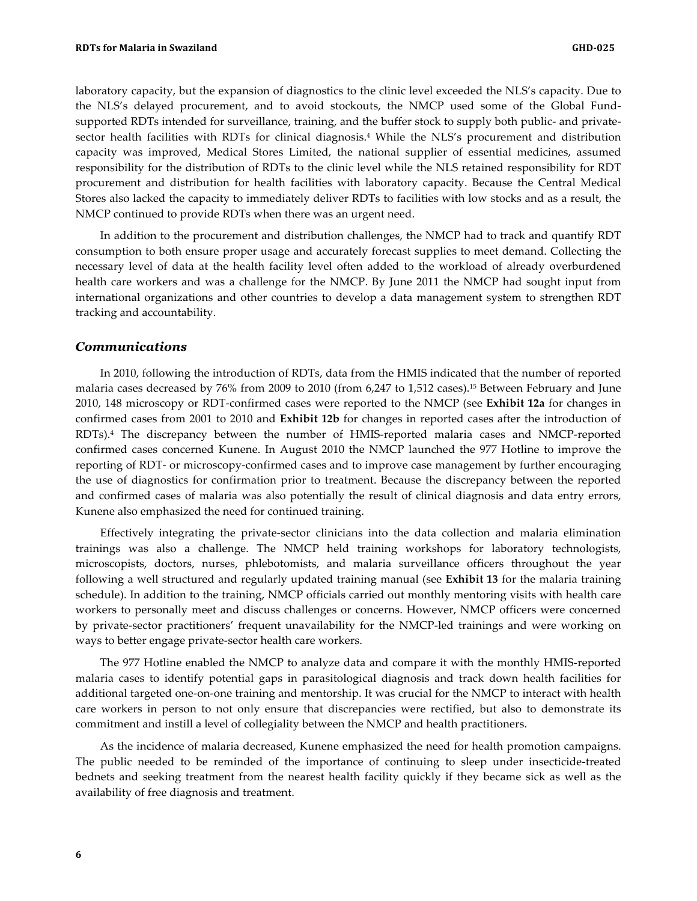laboratory capacity, but the expansion of diagnostics to the clinic level exceeded the NLS's capacity. Due to the NLS's delayed procurement, and to avoid stockouts, the NMCP used some of the Global Fund-supported RDTs intended for surveillance, training, and the buffer stock to supply both public- and private-sector health facilities with RDTs for clinical diagnosis.[4] While the NLS's procurement and distribution capacity was improved, Medical Stores Limited, the national supplier of essential medicines, assumed responsibility for the distribution of RDTs to the clinic level while the NLS retained responsibility for RDT procurement and distribution for health facilities with laboratory capacity. Because the Central Medical Stores also lacked the capacity to immediately deliver RDTs to facilities with low stocks and as a result, the NMCP continued to provide RDTs when there was an urgent need.

In addition to the procurement and distribution challenges, the NMCP had to track and quantify RDT consumption to both ensure proper usage and accurately forecast supplies to meet demand. Collecting the necessary level of data at the health facility level often added to the workload of already overburdened health care workers and was a challenge for the NMCP. By June 2011 the NMCP had sought input from international organizations and other countries to develop a data management system to strengthen RDT tracking and accountability.

### *Communications*

In 2010, following the introduction of RDTs, data from the HMIS indicated that the number of reported malaria cases decreased by 76% from 2009 to 2010 (from 6,247 to 1,512 cases).[15] Between February and June 2010, 148 microscopy or RDT-confirmed cases were reported to the NMCP (see **Exhibit 12a** for changes in confirmed cases from 2001 to 2010 and **Exhibit 12b** for changes in reported cases after the introduction of RDTs).[4] The discrepancy between the number of HMIS-reported malaria cases and NMCP-reported confirmed cases concerned Kunene. In August 2010 the NMCP launched the 977 Hotline to improve the reporting of RDT- or microscopy-confirmed cases and to improve case management by further encouraging the use of diagnostics for confirmation prior to treatment. Because the discrepancy between the reported and confirmed cases of malaria was also potentially the result of clinical diagnosis and data entry errors, Kunene also emphasized the need for continued training.

Effectively integrating the private-sector clinicians into the data collection and malaria elimination trainings was also a challenge. The NMCP held training workshops for laboratory technologists, microscopists, doctors, nurses, phlebotomists, and malaria surveillance officers throughout the year following a well structured and regularly updated training manual (see **Exhibit 13** for the malaria training schedule). In addition to the training, NMCP officials carried out monthly mentoring visits with health care workers to personally meet and discuss challenges or concerns. However, NMCP officers were concerned by private-sector practitioners' frequent unavailability for the NMCP-led trainings and were working on ways to better engage private-sector health care workers.

The 977 Hotline enabled the NMCP to analyze data and compare it with the monthly HMIS-reported malaria cases to identify potential gaps in parasitological diagnosis and track down health facilities for additional targeted one-on-one training and mentorship. It was crucial for the NMCP to interact with health care workers in person to not only ensure that discrepancies were rectified, but also to demonstrate its commitment and instill a level of collegiality between the NMCP and health practitioners.

As the incidence of malaria decreased, Kunene emphasized the need for health promotion campaigns. The public needed to be reminded of the importance of continuing to sleep under insecticide-treated bednets and seeking treatment from the nearest health facility quickly if they became sick as well as the availability of free diagnosis and treatment.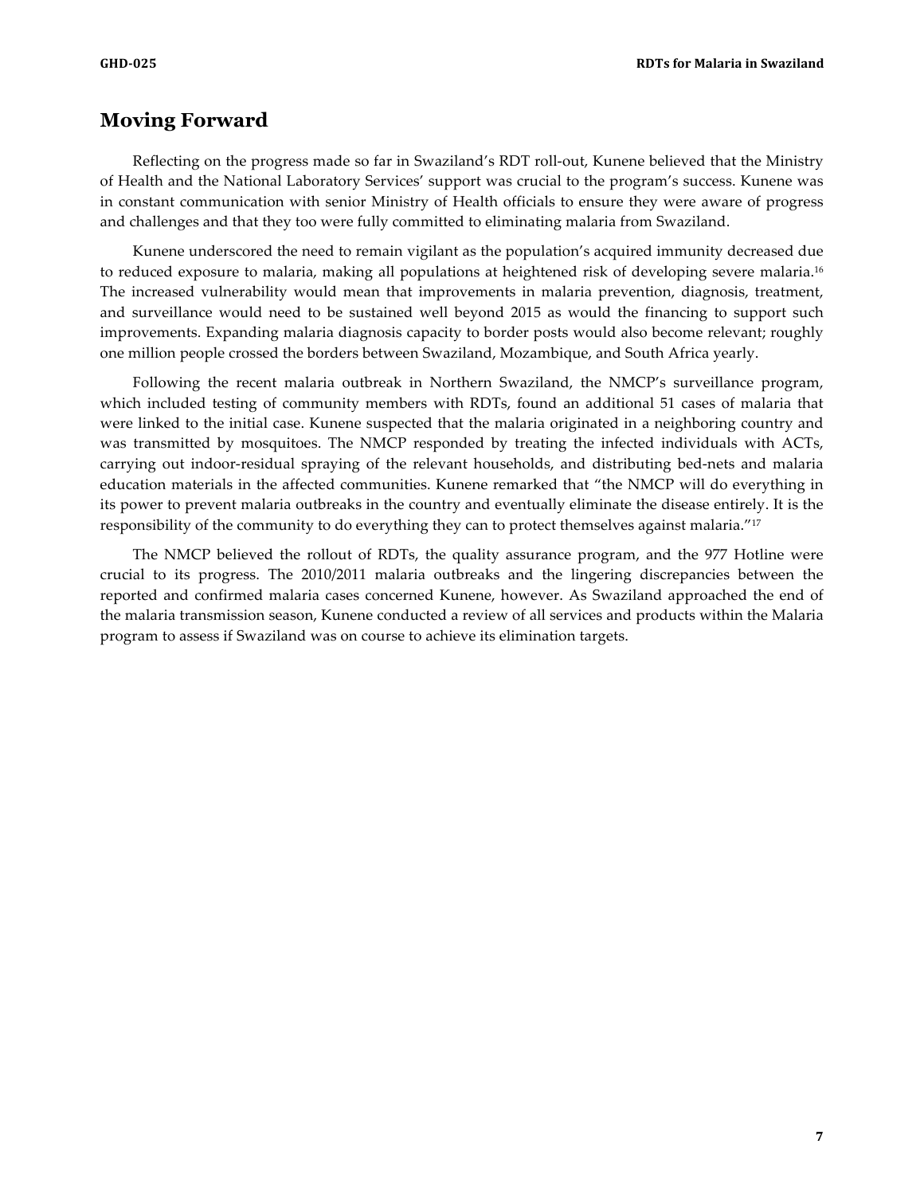## Moving Forward

Reflecting on the progress made so far in Swaziland's RDT roll-out, Kunene believed that the Ministry of Health and the National Laboratory Services' support was crucial to the program's success. Kunene was in constant communication with senior Ministry of Health officials to ensure they were aware of progress and challenges and that they too were fully committed to eliminating malaria from Swaziland.

Kunene underscored the need to remain vigilant as the population's acquired immunity decreased due to reduced exposure to malaria, making all populations at heightened risk of developing severe malaria.[16] The increased vulnerability would mean that improvements in malaria prevention, diagnosis, treatment, and surveillance would need to be sustained well beyond 2015 as would the financing to support such improvements. Expanding malaria diagnosis capacity to border posts would also become relevant; roughly one million people crossed the borders between Swaziland, Mozambique, and South Africa yearly.

Following the recent malaria outbreak in Northern Swaziland, the NMCP's surveillance program, which included testing of community members with RDTs, found an additional 51 cases of malaria that were linked to the initial case. Kunene suspected that the malaria originated in a neighboring country and was transmitted by mosquitoes. The NMCP responded by treating the infected individuals with ACTs, carrying out indoor-residual spraying of the relevant households, and distributing bed-nets and malaria education materials in the affected communities. Kunene remarked that "the NMCP will do everything in its power to prevent malaria outbreaks in the country and eventually eliminate the disease entirely. It is the responsibility of the community to do everything they can to protect themselves against malaria."[17]

The NMCP believed the rollout of RDTs, the quality assurance program, and the 977 Hotline were crucial to its progress. The 2010/2011 malaria outbreaks and the lingering discrepancies between the reported and confirmed malaria cases concerned Kunene, however. As Swaziland approached the end of the malaria transmission season, Kunene conducted a review of all services and products within the Malaria program to assess if Swaziland was on course to achieve its elimination targets.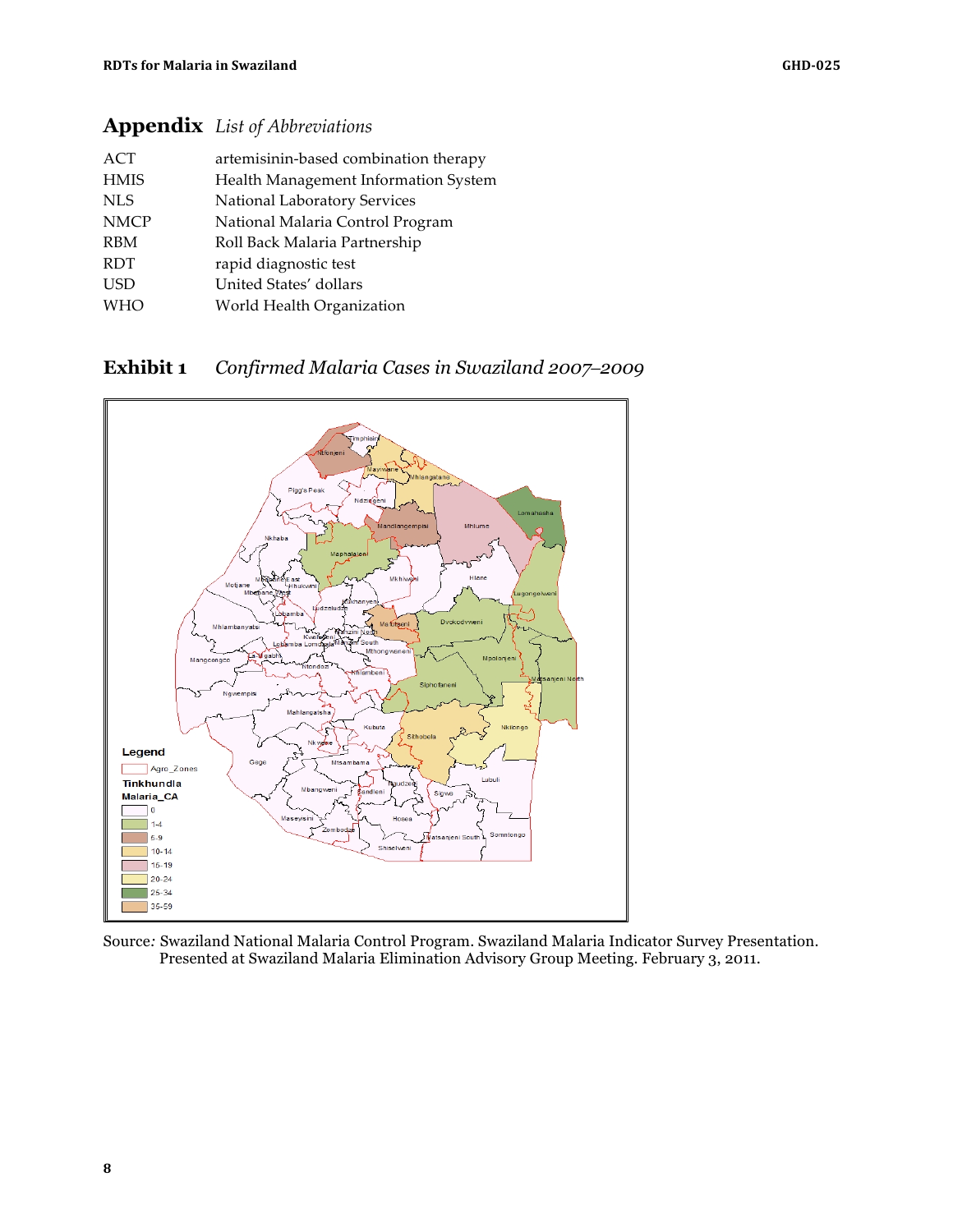# Appendix *List of Abbreviations*

| | |
|---|---|
| ACT | artemisinin-based combination therapy |
| HMIS | Health Management Information System |
| NLS | National Laboratory Services |
| NMCP | National Malaria Control Program |
| RBM | Roll Back Malaria Partnership |
| RDT | rapid diagnostic test |
| USD | United States' dollars |
| WHO | World Health Organization |

## Exhibit 1 *Confirmed Malaria Cases in Swaziland 2007–2009*

Source*:* Swaziland National Malaria Control Program. Swaziland Malaria Indicator Survey Presentation. Presented at Swaziland Malaria Elimination Advisory Group Meeting. February 3, 2011.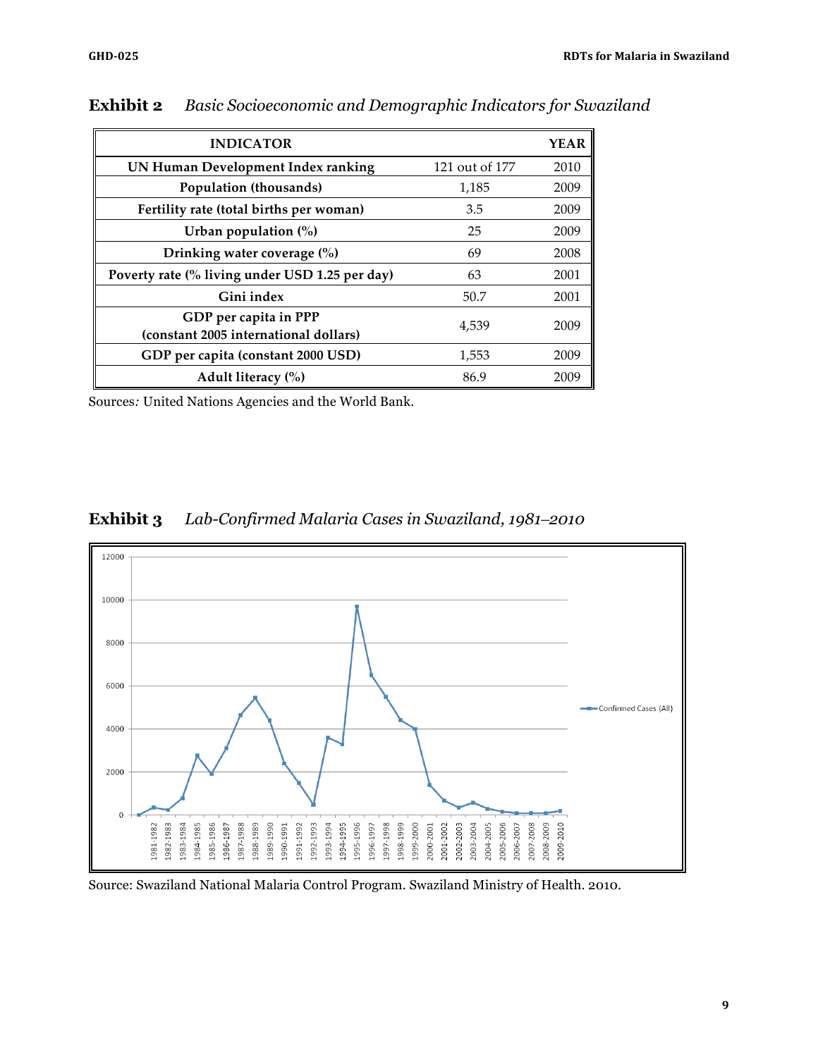**Exhibit 2** *Basic Socioeconomic and Demographic Indicators for Swaziland*

| INDICATOR | | YEAR |
|---|---|---|
| UN Human Development Index ranking | 121 out of 177 | 2010 |
| Population (thousands) | 1,185 | 2009 |
| Fertility rate (total births per woman) | 3.5 | 2009 |
| Urban population (%) | 25 | 2009 |
| Drinking water coverage (%) | 69 | 2008 |
| Poverty rate (% living under USD 1.25 per day) | 63 | 2001 |
| Gini index | 50.7 | 2001 |
| GDP per capita in PPP (constant 2005 international dollars) | 4,539 | 2009 |
| GDP per capita (constant 2000 USD) | 1,553 | 2009 |
| Adult literacy (%) | 86.9 | 2009 |

Sources*:* United Nations Agencies and the World Bank.

**Exhibit 3** *Lab-Confirmed Malaria Cases in Swaziland, 1981–2010*

Source: Swaziland National Malaria Control Program. Swaziland Ministry of Health. 2010.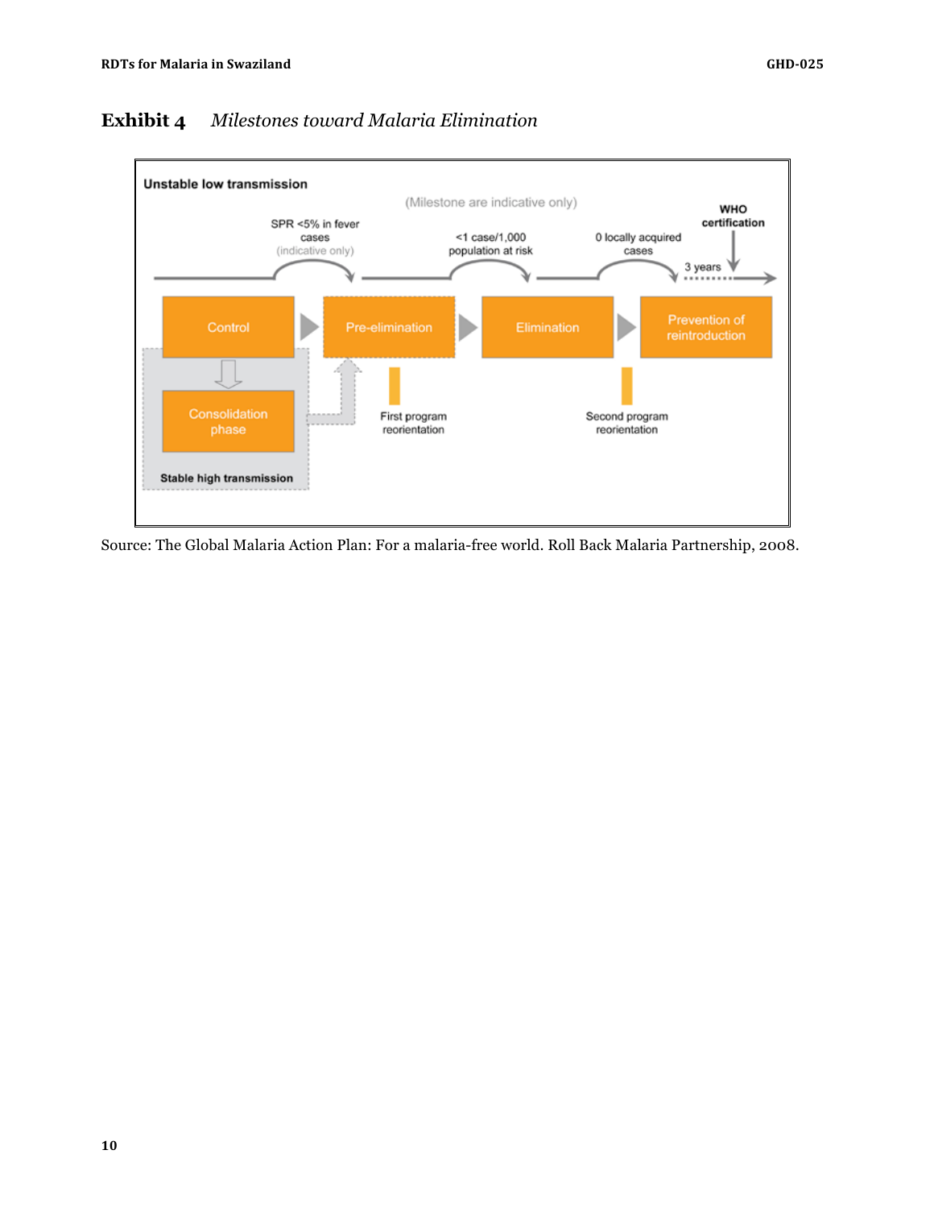**Exhibit 4** *Milestones toward Malaria Elimination*

Unstable low transmission

(Milestone are indicative only)

SPR <5% in fever cases (indicative only)

<1 case/1,000 population at risk

0 locally acquired cases

WHO certification

3 years

Control → Pre-elimination → Elimination → Prevention of reintroduction

Consolidation phase

Stable high transmission

First program reorientation

Second program reorientation

Source: The Global Malaria Action Plan: For a malaria-free world. Roll Back Malaria Partnership, 2008.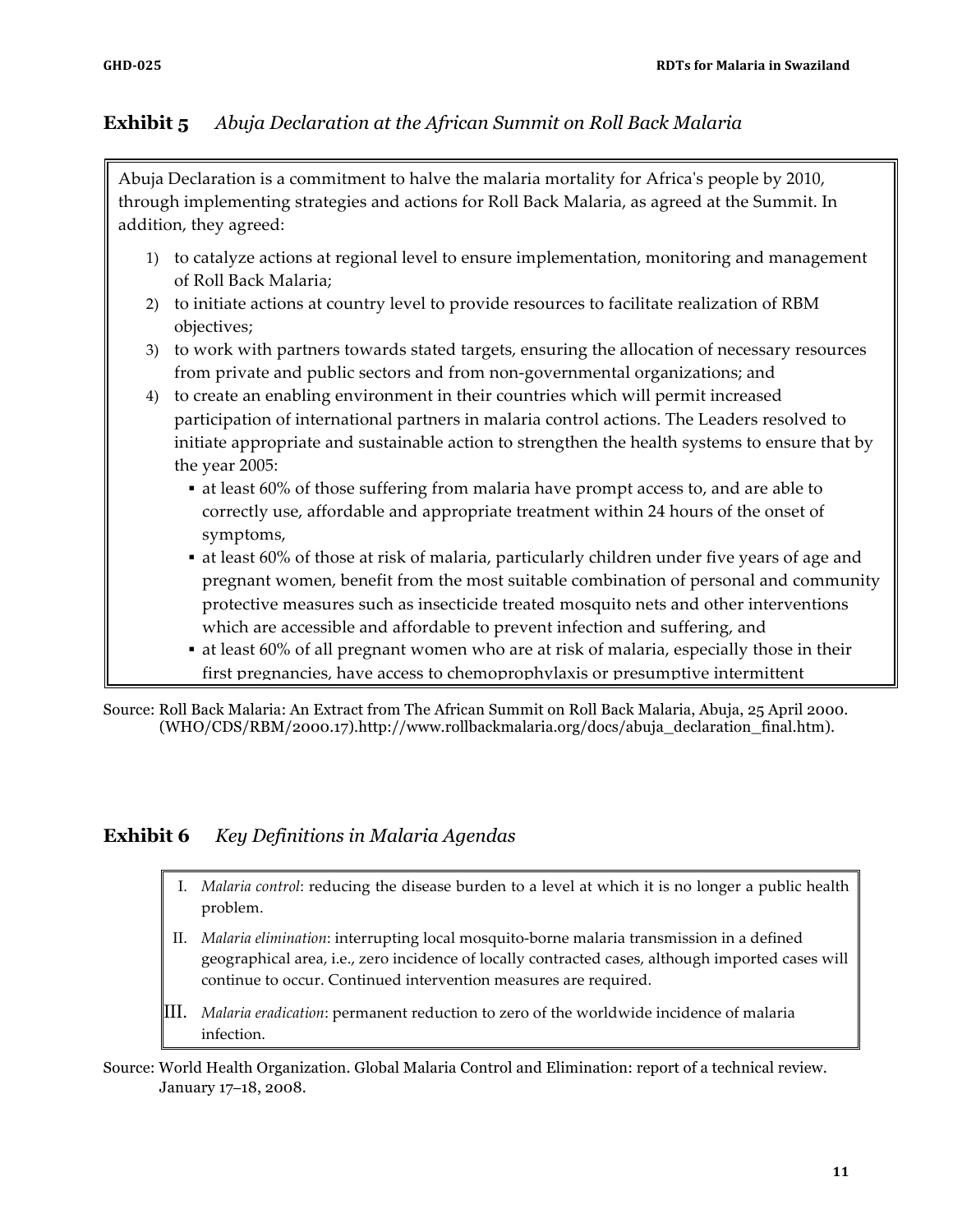## **Exhibit 5** *Abuja Declaration at the African Summit on Roll Back Malaria*

Abuja Declaration is a commitment to halve the malaria mortality for Africa's people by 2010, through implementing strategies and actions for Roll Back Malaria, as agreed at the Summit. In addition, they agreed:

1) to catalyze actions at regional level to ensure implementation, monitoring and management of Roll Back Malaria;
2) to initiate actions at country level to provide resources to facilitate realization of RBM objectives;
3) to work with partners towards stated targets, ensuring the allocation of necessary resources from private and public sectors and from non-governmental organizations; and
4) to create an enabling environment in their countries which will permit increased participation of international partners in malaria control actions. The Leaders resolved to initiate appropriate and sustainable action to strengthen the health systems to ensure that by the year 2005:
   - at least 60% of those suffering from malaria have prompt access to, and are able to correctly use, affordable and appropriate treatment within 24 hours of the onset of symptoms,
   - at least 60% of those at risk of malaria, particularly children under five years of age and pregnant women, benefit from the most suitable combination of personal and community protective measures such as insecticide treated mosquito nets and other interventions which are accessible and affordable to prevent infection and suffering, and
   - at least 60% of all pregnant women who are at risk of malaria, especially those in their first pregnancies, have access to chemoprophylaxis or presumptive intermittent

Source: Roll Back Malaria: An Extract from The African Summit on Roll Back Malaria, Abuja, 25 April 2000. (WHO/CDS/RBM/2000.17).http://www.rollbackmalaria.org/docs/abuja_declaration_final.htm).

## **Exhibit 6** *Key Definitions in Malaria Agendas*

I. *Malaria control*: reducing the disease burden to a level at which it is no longer a public health problem.

II. *Malaria elimination*: interrupting local mosquito-borne malaria transmission in a defined geographical area, i.e., zero incidence of locally contracted cases, although imported cases will continue to occur. Continued intervention measures are required.

III. *Malaria eradication*: permanent reduction to zero of the worldwide incidence of malaria infection.

Source: World Health Organization. Global Malaria Control and Elimination: report of a technical review. January 17–18, 2008.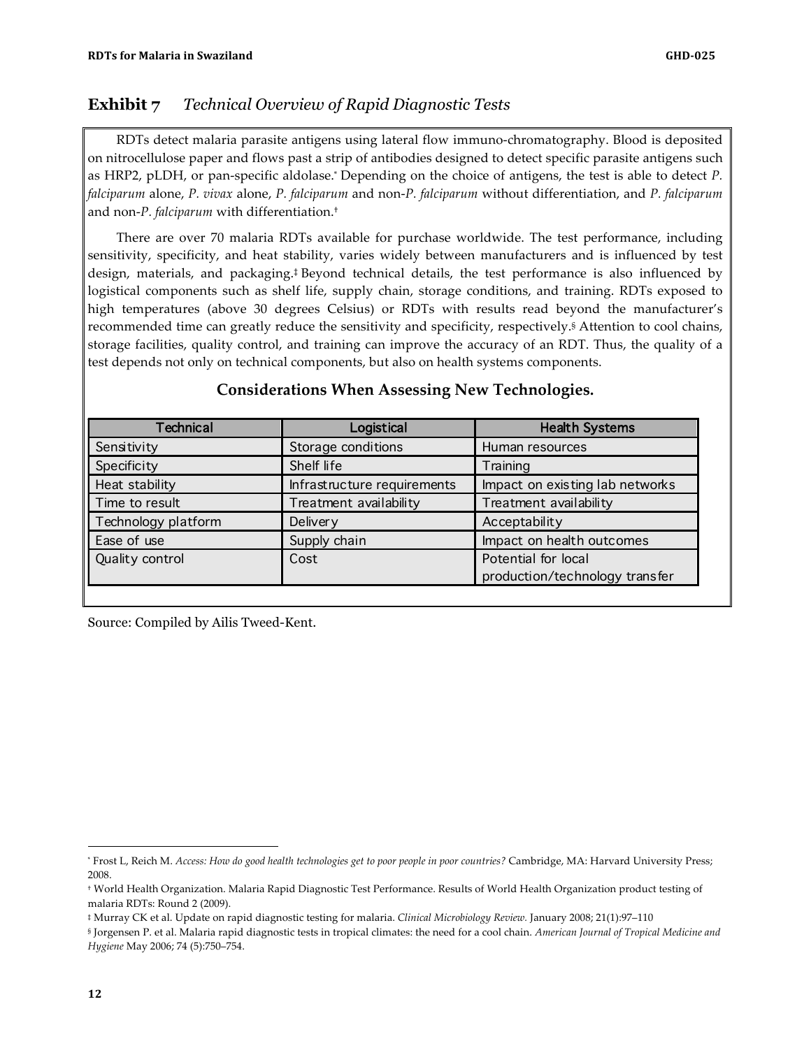## Exhibit 7 *Technical Overview of Rapid Diagnostic Tests*

RDTs detect malaria parasite antigens using lateral flow immuno-chromatography. Blood is deposited on nitrocellulose paper and flows past a strip of antibodies designed to detect specific parasite antigens such as HRP2, pLDH, or pan-specific aldolase.[*] Depending on the choice of antigens, the test is able to detect *P. falciparum* alone, *P. vivax* alone, *P. falciparum* and non-*P. falciparum* without differentiation, and *P. falciparum* and non-*P. falciparum* with differentiation.[†]

There are over 70 malaria RDTs available for purchase worldwide. The test performance, including sensitivity, specificity, and heat stability, varies widely between manufacturers and is influenced by test design, materials, and packaging.[‡] Beyond technical details, the test performance is also influenced by logistical components such as shelf life, supply chain, storage conditions, and training. RDTs exposed to high temperatures (above 30 degrees Celsius) or RDTs with results read beyond the manufacturer's recommended time can greatly reduce the sensitivity and specificity, respectively.[§] Attention to cool chains, storage facilities, quality control, and training can improve the accuracy of an RDT. Thus, the quality of a test depends not only on technical components, but also on health systems components.

**Considerations When Assessing New Technologies.**

| Technical | Logistical | Health Systems |
|---|---|---|
| Sensitivity | Storage conditions | Human resources |
| Specificity | Shelf life | Training |
| Heat stability | Infrastructure requirements | Impact on existing lab networks |
| Time to result | Treatment availability | Treatment availability |
| Technology platform | Delivery | Acceptability |
| Ease of use | Supply chain | Impact on health outcomes |
| Quality control | Cost | Potential for local production/technology transfer |

Source: Compiled by Ailis Tweed-Kent.

---

[*] Frost L, Reich M. *Access: How do good health technologies get to poor people in poor countries?* Cambridge, MA: Harvard University Press; 2008.

[†] World Health Organization. Malaria Rapid Diagnostic Test Performance. Results of World Health Organization product testing of malaria RDTs: Round 2 (2009).

[‡] Murray CK et al. Update on rapid diagnostic testing for malaria. *Clinical Microbiology Review.* January 2008; 21(1):97–110

[§] Jorgensen P. et al. Malaria rapid diagnostic tests in tropical climates: the need for a cool chain. *American Journal of Tropical Medicine and Hygiene* May 2006; 74 (5):750–754.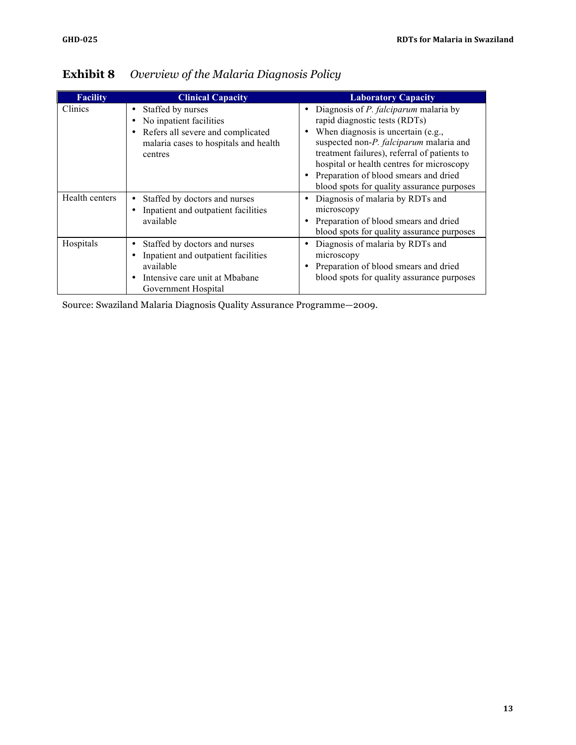**Exhibit 8** *Overview of the Malaria Diagnosis Policy*

| Facility | Clinical Capacity | Laboratory Capacity |
|---|---|---|
| Clinics | • Staffed by nurses<br>• No inpatient facilities<br>• Refers all severe and complicated malaria cases to hospitals and health centres | • Diagnosis of *P. falciparum* malaria by rapid diagnostic tests (RDTs)<br>• When diagnosis is uncertain (e.g., suspected non-*P. falciparum* malaria and treatment failures), referral of patients to hospital or health centres for microscopy<br>• Preparation of blood smears and dried blood spots for quality assurance purposes |
| Health centers | • Staffed by doctors and nurses<br>• Inpatient and outpatient facilities available | • Diagnosis of malaria by RDTs and microscopy<br>• Preparation of blood smears and dried blood spots for quality assurance purposes |
| Hospitals | • Staffed by doctors and nurses<br>• Inpatient and outpatient facilities available<br>• Intensive care unit at Mbabane Government Hospital | • Diagnosis of malaria by RDTs and microscopy<br>• Preparation of blood smears and dried blood spots for quality assurance purposes |

Source: Swaziland Malaria Diagnosis Quality Assurance Programme—2009.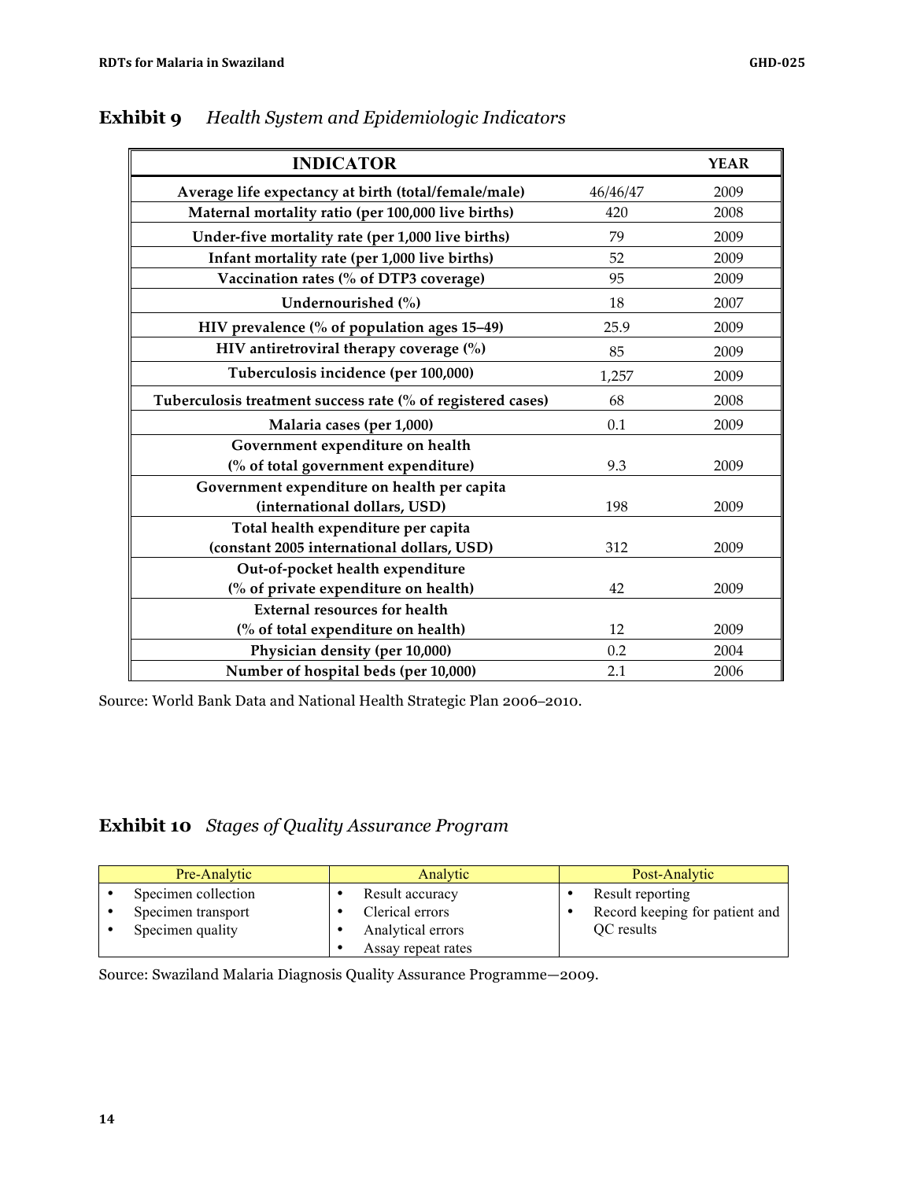**Exhibit 9** *Health System and Epidemiologic Indicators*

| INDICATOR | | YEAR |
|---|---|---|
| Average life expectancy at birth (total/female/male) | 46/46/47 | 2009 |
| Maternal mortality ratio (per 100,000 live births) | 420 | 2008 |
| Under-five mortality rate (per 1,000 live births) | 79 | 2009 |
| Infant mortality rate (per 1,000 live births) | 52 | 2009 |
| Vaccination rates (% of DTP3 coverage) | 95 | 2009 |
| Undernourished (%) | 18 | 2007 |
| HIV prevalence (% of population ages 15–49) | 25.9 | 2009 |
| HIV antiretroviral therapy coverage (%) | 85 | 2009 |
| Tuberculosis incidence (per 100,000) | 1,257 | 2009 |
| Tuberculosis treatment success rate (% of registered cases) | 68 | 2008 |
| Malaria cases (per 1,000) | 0.1 | 2009 |
| Government expenditure on health (% of total government expenditure) | 9.3 | 2009 |
| Government expenditure on health per capita (international dollars, USD) | 198 | 2009 |
| Total health expenditure per capita (constant 2005 international dollars, USD) | 312 | 2009 |
| Out-of-pocket health expenditure (% of private expenditure on health) | 42 | 2009 |
| External resources for health (% of total expenditure on health) | 12 | 2009 |
| Physician density (per 10,000) | 0.2 | 2004 |
| Number of hospital beds (per 10,000) | 2.1 | 2006 |

Source: World Bank Data and National Health Strategic Plan 2006–2010.

**Exhibit 10** *Stages of Quality Assurance Program*

| Pre-Analytic | Analytic | Post-Analytic |
|---|---|---|
| • Specimen collection<br>• Specimen transport<br>• Specimen quality | • Result accuracy<br>• Clerical errors<br>• Analytical errors<br>• Assay repeat rates | • Result reporting<br>• Record keeping for patient and QC results |

Source: Swaziland Malaria Diagnosis Quality Assurance Programme—2009.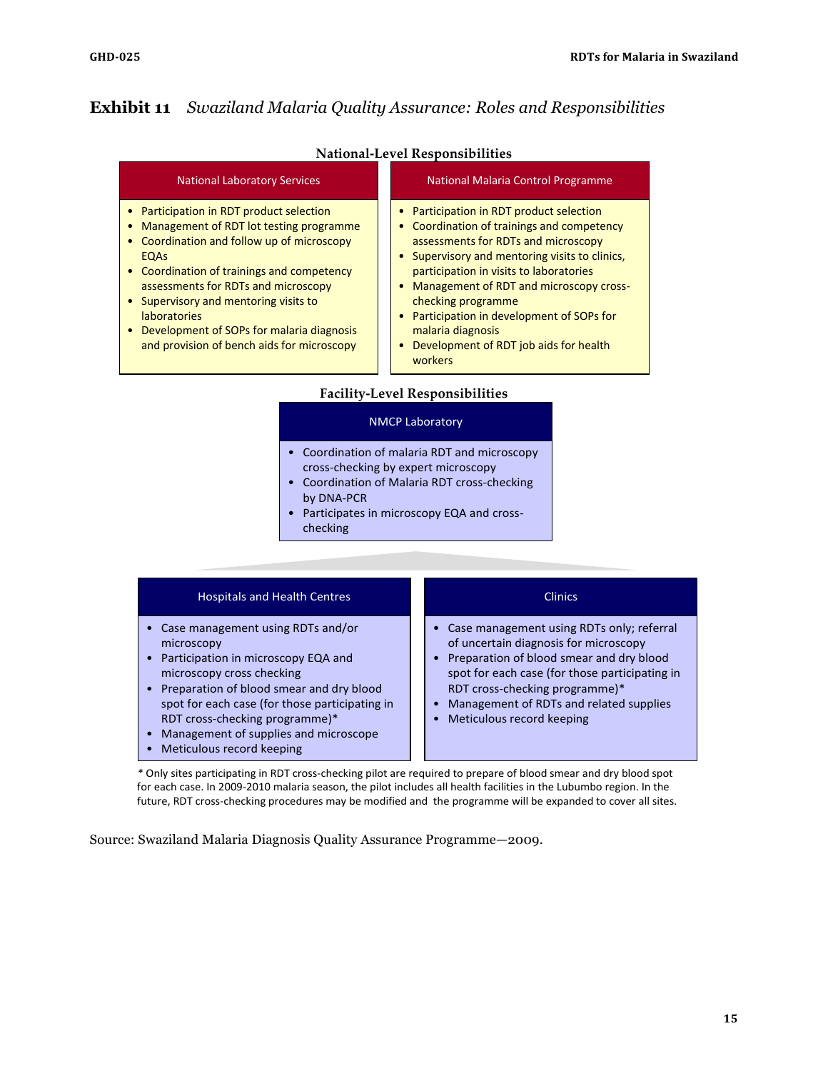## Exhibit 11 *Swaziland Malaria Quality Assurance: Roles and Responsibilities*

### National-Level Responsibilities

**National Laboratory Services**

- Participation in RDT product selection
- Management of RDT lot testing programme
- Coordination and follow up of microscopy EQAs
- Coordination of trainings and competency assessments for RDTs and microscopy
- Supervisory and mentoring visits to laboratories
- Development of SOPs for malaria diagnosis and provision of bench aids for microscopy

**National Malaria Control Programme**

- Participation in RDT product selection
- Coordination of trainings and competency assessments for RDTs and microscopy
- Supervisory and mentoring visits to clinics, participation in visits to laboratories
- Management of RDT and microscopy cross-checking programme
- Participation in development of SOPs for malaria diagnosis
- Development of RDT job aids for health workers

### Facility-Level Responsibilities

**NMCP Laboratory**

- Coordination of malaria RDT and microscopy cross-checking by expert microscopy
- Coordination of Malaria RDT cross-checking by DNA-PCR
- Participates in microscopy EQA and cross-checking

**Hospitals and Health Centres**

- Case management using RDTs and/or microscopy
- Participation in microscopy EQA and microscopy cross checking
- Preparation of blood smear and dry blood spot for each case (for those participating in RDT cross-checking programme)*
- Management of supplies and microscope
- Meticulous record keeping

**Clinics**

- Case management using RDTs only; referral of uncertain diagnosis for microscopy
- Preparation of blood smear and dry blood spot for each case (for those participating in RDT cross-checking programme)*
- Management of RDTs and related supplies
- Meticulous record keeping

* Only sites participating in RDT cross-checking pilot are required to prepare of blood smear and dry blood spot for each case. In 2009-2010 malaria season, the pilot includes all health facilities in the Lubumbo region. In the future, RDT cross-checking procedures may be modified and the programme will be expanded to cover all sites.

Source: Swaziland Malaria Diagnosis Quality Assurance Programme—2009.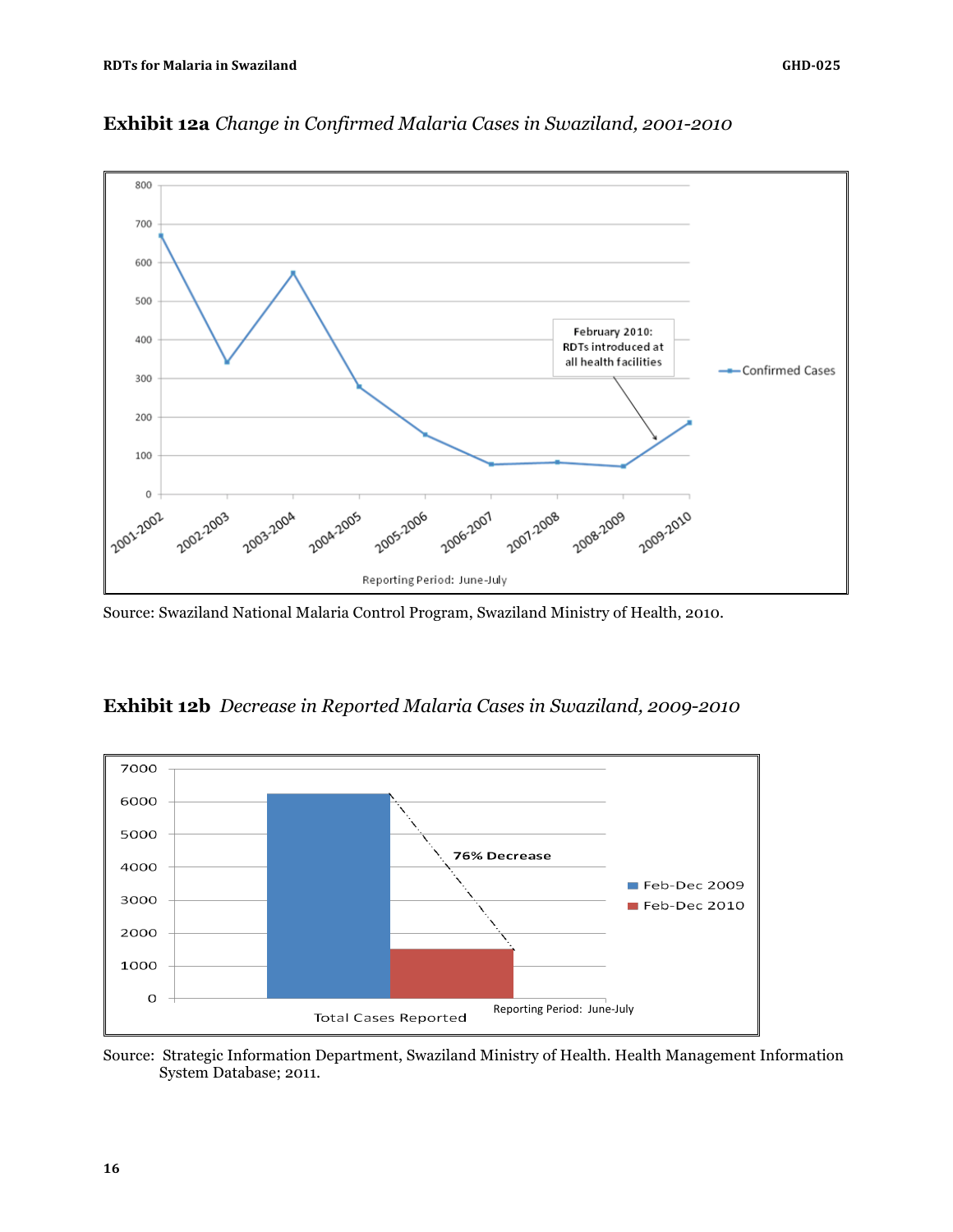**Exhibit 12a** *Change in Confirmed Malaria Cases in Swaziland, 2001-2010*

Source: Swaziland National Malaria Control Program, Swaziland Ministry of Health, 2010.

**Exhibit 12b** *Decrease in Reported Malaria Cases in Swaziland, 2009-2010*

Source: Strategic Information Department, Swaziland Ministry of Health. Health Management Information System Database; 2011.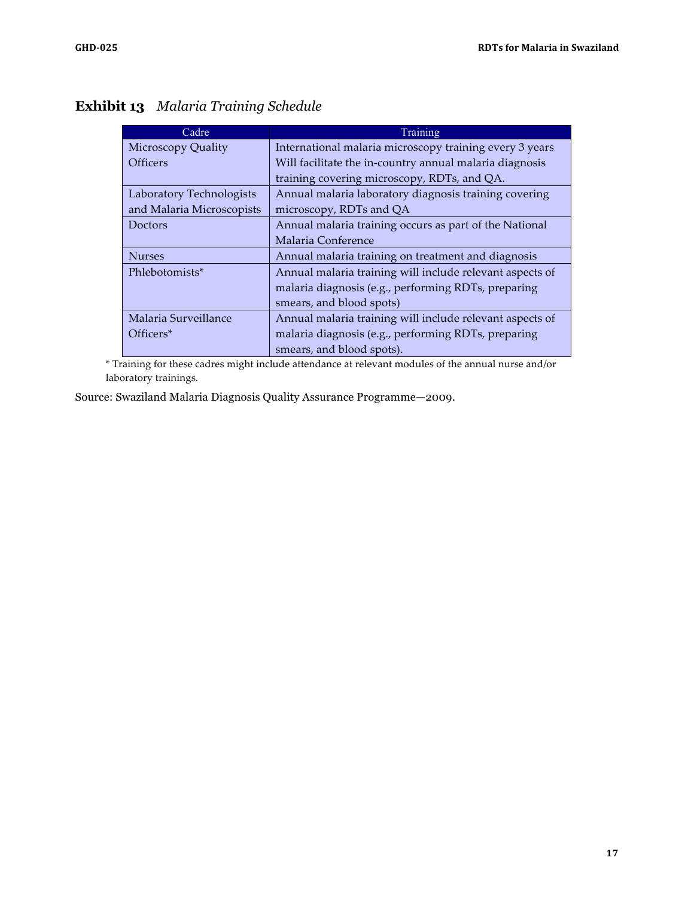## Exhibit 13 *Malaria Training Schedule*

| Cadre | Training |
| --- | --- |
| Microscopy Quality Officers | International malaria microscopy training every 3 years Will facilitate the in-country annual malaria diagnosis training covering microscopy, RDTs, and QA. |
| Laboratory Technologists and Malaria Microscopists | Annual malaria laboratory diagnosis training covering microscopy, RDTs and QA |
| Doctors | Annual malaria training occurs as part of the National Malaria Conference |
| Nurses | Annual malaria training on treatment and diagnosis |
| Phlebotomists* | Annual malaria training will include relevant aspects of malaria diagnosis (e.g., performing RDTs, preparing smears, and blood spots) |
| Malaria Surveillance Officers* | Annual malaria training will include relevant aspects of malaria diagnosis (e.g., performing RDTs, preparing smears, and blood spots). |

\* Training for these cadres might include attendance at relevant modules of the annual nurse and/or laboratory trainings.

Source: Swaziland Malaria Diagnosis Quality Assurance Programme—2009.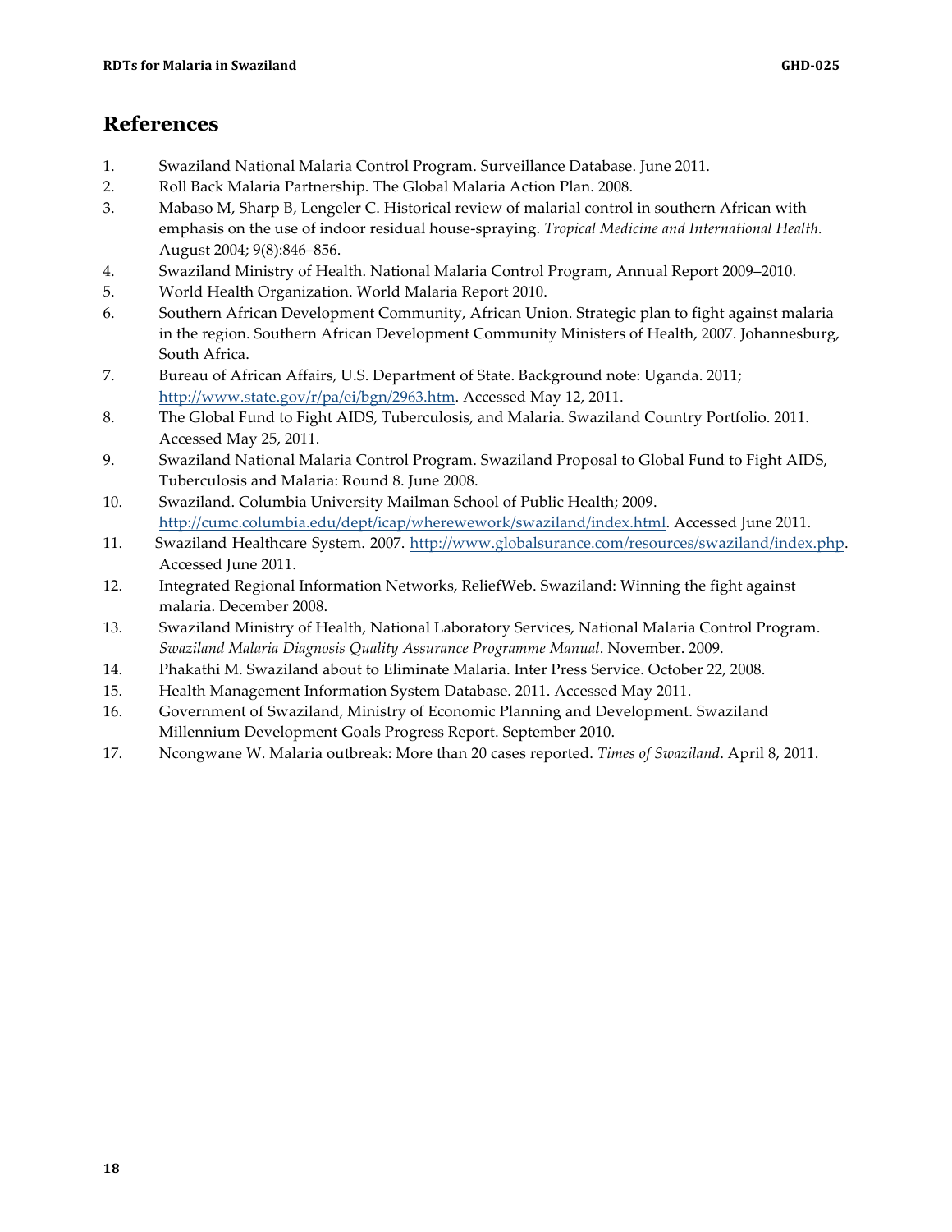## References

1. Swaziland National Malaria Control Program. Surveillance Database. June 2011.
2. Roll Back Malaria Partnership. The Global Malaria Action Plan. 2008.
3. Mabaso M, Sharp B, Lengeler C. Historical review of malarial control in southern African with emphasis on the use of indoor residual house-spraying. *Tropical Medicine and International Health.* August 2004; 9(8):846–856.
4. Swaziland Ministry of Health. National Malaria Control Program, Annual Report 2009–2010.
5. World Health Organization. World Malaria Report 2010.
6. Southern African Development Community, African Union. Strategic plan to fight against malaria in the region. Southern African Development Community Ministers of Health, 2007. Johannesburg, South Africa.
7. Bureau of African Affairs, U.S. Department of State. Background note: Uganda. 2011; http://www.state.gov/r/pa/ei/bgn/2963.htm. Accessed May 12, 2011.
8. The Global Fund to Fight AIDS, Tuberculosis, and Malaria. Swaziland Country Portfolio. 2011. Accessed May 25, 2011.
9. Swaziland National Malaria Control Program. Swaziland Proposal to Global Fund to Fight AIDS, Tuberculosis and Malaria: Round 8. June 2008.
10. Swaziland. Columbia University Mailman School of Public Health; 2009. http://cumc.columbia.edu/dept/icap/wherewework/swaziland/index.html. Accessed June 2011.
11. Swaziland Healthcare System. 2007. http://www.globalsurance.com/resources/swaziland/index.php. Accessed June 2011.
12. Integrated Regional Information Networks, ReliefWeb. Swaziland: Winning the fight against malaria. December 2008.
13. Swaziland Ministry of Health, National Laboratory Services, National Malaria Control Program. *Swaziland Malaria Diagnosis Quality Assurance Programme Manual*. November. 2009.
14. Phakathi M. Swaziland about to Eliminate Malaria. Inter Press Service. October 22, 2008.
15. Health Management Information System Database. 2011. Accessed May 2011.
16. Government of Swaziland, Ministry of Economic Planning and Development. Swaziland Millennium Development Goals Progress Report. September 2010.
17. Ncongwane W. Malaria outbreak: More than 20 cases reported. *Times of Swaziland*. April 8, 2011.